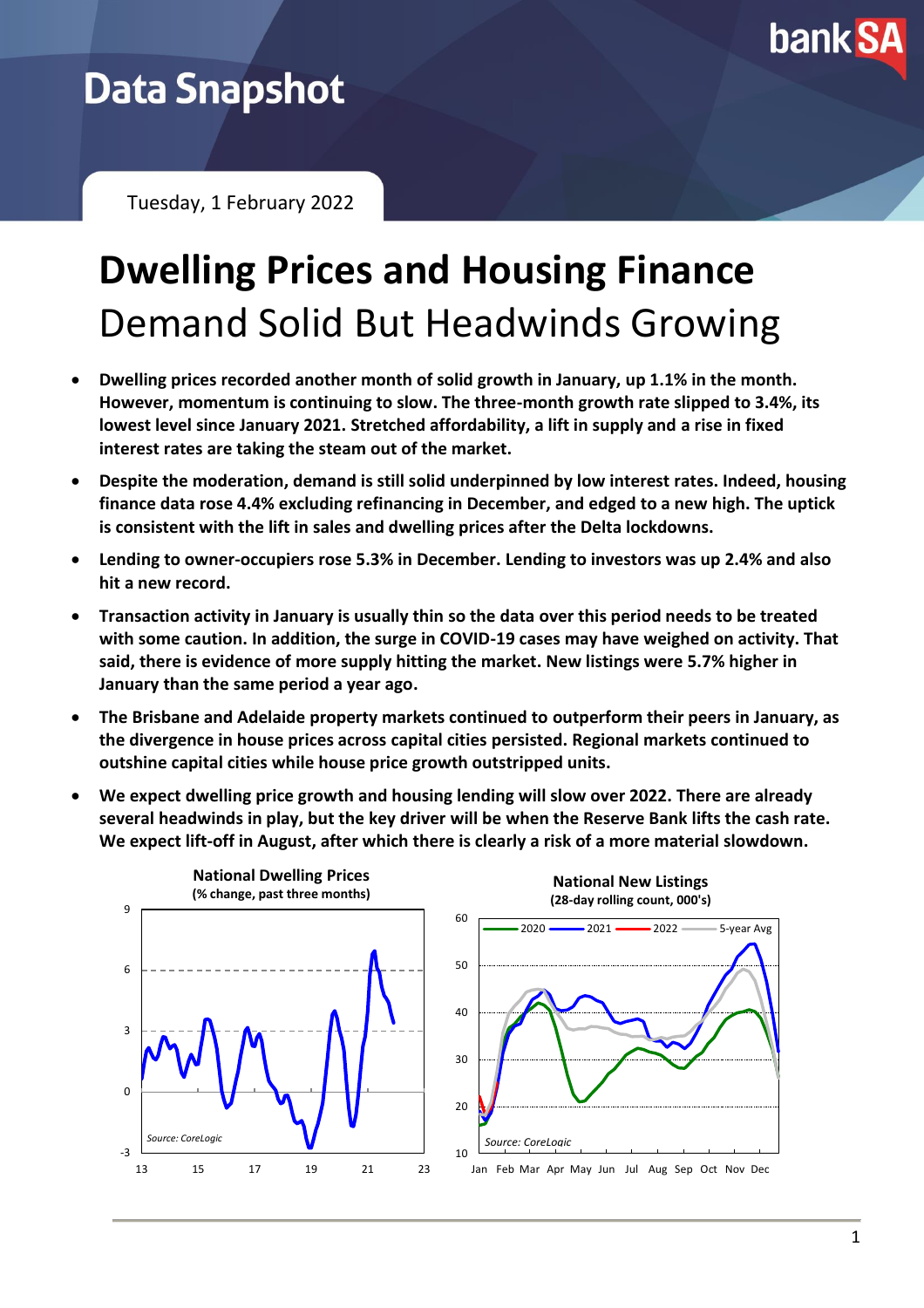# Data Snapshot

Tuesday, 1 February 2022

# Dwelling Prices and Housing Finance

## Demand Solid But Headwinds Growing

- **Dwelling prices recorded another month of solid growth in January, up 1.1% in the month. However, momentum is continuing to slow. The three-month growth rate slipped to 3.4%, its lowest level since January 2021. Stretched affordability, a lift in supply and a rise in fixed interest rates are taking the steam out of the market.**
- **Despite the moderation, demand is still solid underpinned by low interest rates. Indeed, housing finance data rose 4.4% excluding refinancing in December, and edged to a new high. The uptick is consistent with the lift in sales and dwelling prices after the Delta lockdowns.**
- **Lending to owner-occupiers rose 5.3% in December. Lending to investors was up 2.4% and also hit a new record.**
- **Transaction activity in January is usually thin so the data over this period needs to be treated with some caution. In addition, the surge in COVID-19 cases may have weighed on activity. That said, there is evidence of more supply hitting the market. New listings were 5.7% higher in January than the same period a year ago.**
- **The Brisbane and Adelaide property markets continued to outperform their peers in January, as the divergence in house prices across capital cities persisted. Regional markets continued to outshine capital cities while house price growth outstripped units.**
- **We expect dwelling price growth and housing lending will slow over 2022. There are already several headwinds in play, but the key driver will be when the Reserve Bank lifts the cash rate. We expect lift-off in August, after which there is clearly a risk of a more material slowdown.**

**National Dwelling Prices**
**(% change, past three months)**

*Source: CoreLogic*

**National New Listings**
**(28-day rolling count, 000's)**

*Source: CoreLogic*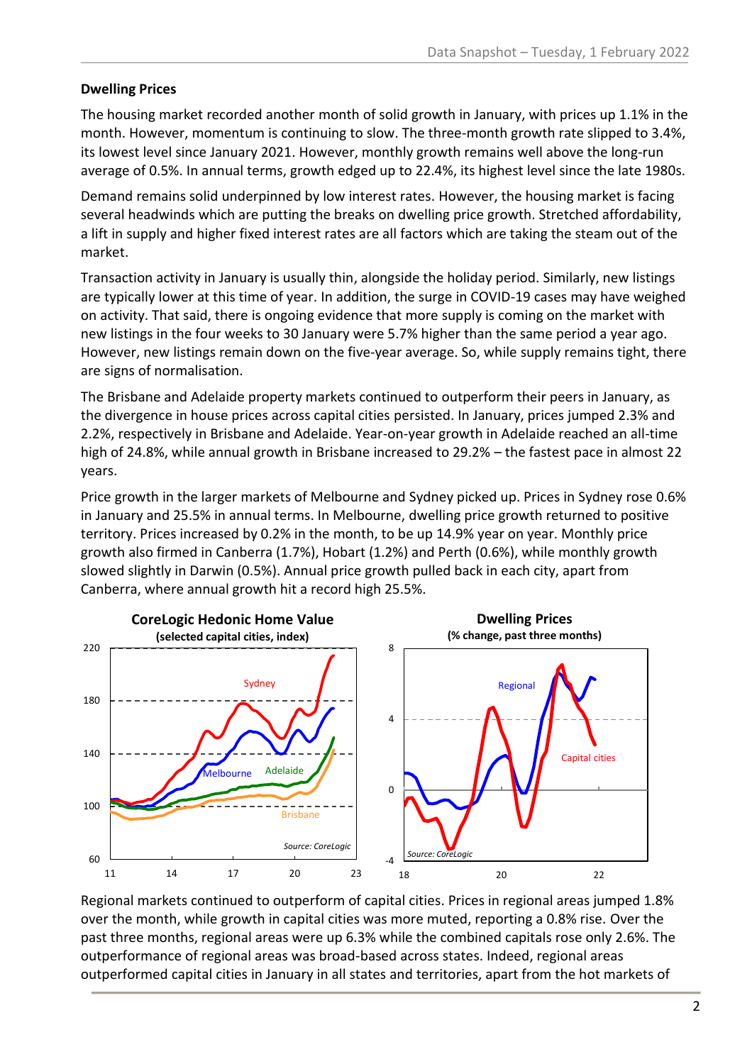**Dwelling Prices**

The housing market recorded another month of solid growth in January, with prices up 1.1% in the month. However, momentum is continuing to slow. The three-month growth rate slipped to 3.4%, its lowest level since January 2021. However, monthly growth remains well above the long-run average of 0.5%. In annual terms, growth edged up to 22.4%, its highest level since the late 1980s.

Demand remains solid underpinned by low interest rates. However, the housing market is facing several headwinds which are putting the breaks on dwelling price growth. Stretched affordability, a lift in supply and higher fixed interest rates are all factors which are taking the steam out of the market.

Transaction activity in January is usually thin, alongside the holiday period. Similarly, new listings are typically lower at this time of year. In addition, the surge in COVID-19 cases may have weighed on activity. That said, there is ongoing evidence that more supply is coming on the market with new listings in the four weeks to 30 January were 5.7% higher than the same period a year ago. However, new listings remain down on the five-year average. So, while supply remains tight, there are signs of normalisation.

The Brisbane and Adelaide property markets continued to outperform their peers in January, as the divergence in house prices across capital cities persisted. In January, prices jumped 2.3% and 2.2%, respectively in Brisbane and Adelaide. Year-on-year growth in Adelaide reached an all-time high of 24.8%, while annual growth in Brisbane increased to 29.2% – the fastest pace in almost 22 years.

Price growth in the larger markets of Melbourne and Sydney picked up. Prices in Sydney rose 0.6% in January and 25.5% in annual terms. In Melbourne, dwelling price growth returned to positive territory. Prices increased by 0.2% in the month, to be up 14.9% year on year. Monthly price growth also firmed in Canberra (1.7%), Hobart (1.2%) and Perth (0.6%), while monthly growth slowed slightly in Darwin (0.5%). Annual price growth pulled back in each city, apart from Canberra, where annual growth hit a record high 25.5%.

**CoreLogic Hedonic Home Value** (selected capital cities, index)

*Source: CoreLogic*

**Dwelling Prices** (% change, past three months)

*Source: CoreLogic*

Regional markets continued to outperform of capital cities. Prices in regional areas jumped 1.8% over the month, while growth in capital cities was more muted, reporting a 0.8% rise. Over the past three months, regional areas were up 6.3% while the combined capitals rose only 2.6%. The outperformance of regional areas was broad-based across states. Indeed, regional areas outperformed capital cities in January in all states and territories, apart from the hot markets of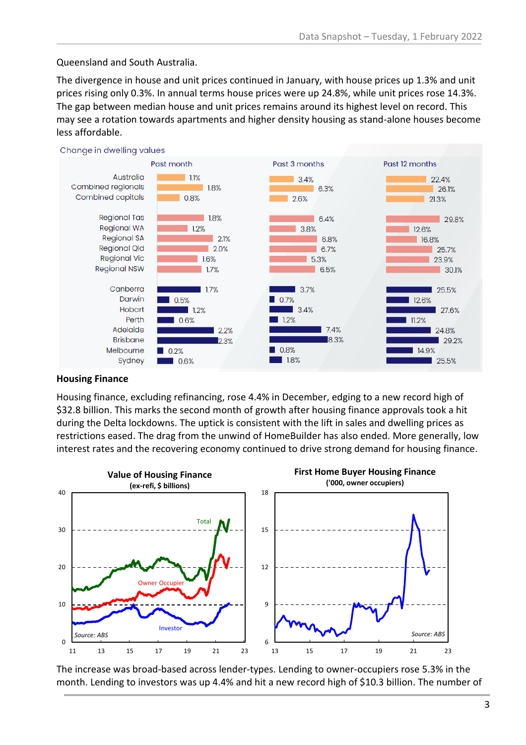Queensland and South Australia.

The divergence in house and unit prices continued in January, with house prices up 1.3% and unit prices rising only 0.3%. In annual terms house prices were up 24.8%, while unit prices rose 14.3%. The gap between median house and unit prices remains around its highest level on record. This may see a rotation towards apartments and higher density housing as stand-alone houses become less affordable.

Change in dwelling values

| | Past month | Past 3 months | Past 12 months |
|---|---|---|---|
| Australia | 1.1% | 3.4% | 22.4% |
| Combined regionals | 1.8% | 6.3% | 26.1% |
| Combined capitals | 0.8% | 2.6% | 21.3% |
| Regional Tas | 1.8% | 6.4% | 29.8% |
| Regional WA | 1.2% | 3.8% | 12.6% |
| Regional SA | 2.1% | 6.8% | 16.8% |
| Regional Qld | 2.0% | 6.7% | 25.7% |
| Regional Vic | 1.6% | 5.3% | 23.9% |
| Regional NSW | 1.7% | 6.5% | 30.1% |
| Canberra | 1.7% | 3.7% | 25.5% |
| Darwin | 0.5% | 0.7% | 12.6% |
| Hobart | 1.2% | 3.4% | 27.6% |
| Perth | 0.6% | 1.2% | 11.2% |
| Adelaide | 2.2% | 7.4% | 24.8% |
| Brisbane | 2.3% | 8.3% | 29.2% |
| Melbourne | 0.2% | 0.8% | 14.9% |
| Sydney | 0.6% | 1.8% | 25.5% |

## Housing Finance

Housing finance, excluding refinancing, rose 4.4% in December, edging to a new record high of $32.8 billion. This marks the second month of growth after housing finance approvals took a hit during the Delta lockdowns. The uptick is consistent with the lift in sales and dwelling prices as restrictions eased. The drag from the unwind of HomeBuilder has also ended. More generally, low interest rates and the recovering economy continued to drive strong demand for housing finance.

**Value of Housing Finance**
**(ex-refi, $ billions)**

Source: ABS

**First Home Buyer Housing Finance**
**('000, owner occupiers)**

Source: ABS

The increase was broad-based across lender-types. Lending to owner-occupiers rose 5.3% in the month. Lending to investors was up 4.4% and hit a new record high of $10.3 billion. The number of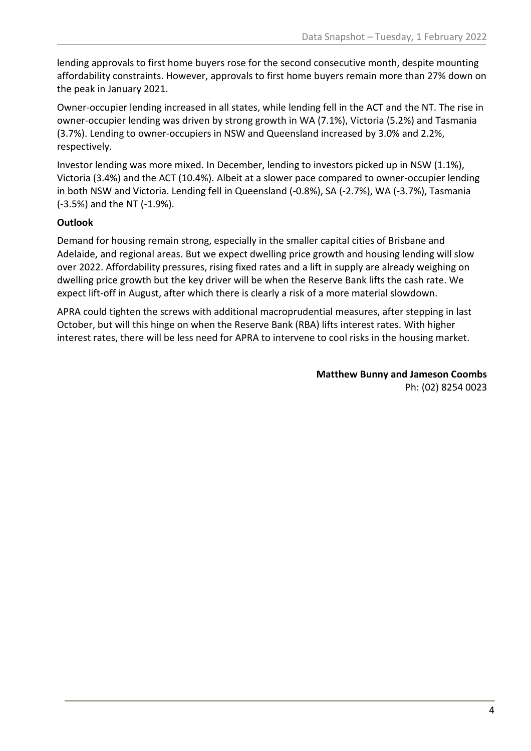lending approvals to first home buyers rose for the second consecutive month, despite mounting affordability constraints. However, approvals to first home buyers remain more than 27% down on the peak in January 2021.

Owner-occupier lending increased in all states, while lending fell in the ACT and the NT. The rise in owner-occupier lending was driven by strong growth in WA (7.1%), Victoria (5.2%) and Tasmania (3.7%). Lending to owner-occupiers in NSW and Queensland increased by 3.0% and 2.2%, respectively.

Investor lending was more mixed. In December, lending to investors picked up in NSW (1.1%), Victoria (3.4%) and the ACT (10.4%). Albeit at a slower pace compared to owner-occupier lending in both NSW and Victoria. Lending fell in Queensland (-0.8%), SA (-2.7%), WA (-3.7%), Tasmania (-3.5%) and the NT (-1.9%).

**Outlook**

Demand for housing remain strong, especially in the smaller capital cities of Brisbane and Adelaide, and regional areas. But we expect dwelling price growth and housing lending will slow over 2022. Affordability pressures, rising fixed rates and a lift in supply are already weighing on dwelling price growth but the key driver will be when the Reserve Bank lifts the cash rate. We expect lift-off in August, after which there is clearly a risk of a more material slowdown.

APRA could tighten the screws with additional macroprudential measures, after stepping in last October, but will this hinge on when the Reserve Bank (RBA) lifts interest rates. With higher interest rates, there will be less need for APRA to intervene to cool risks in the housing market.

**Matthew Bunny and Jameson Coombs**
Ph: (02) 8254 0023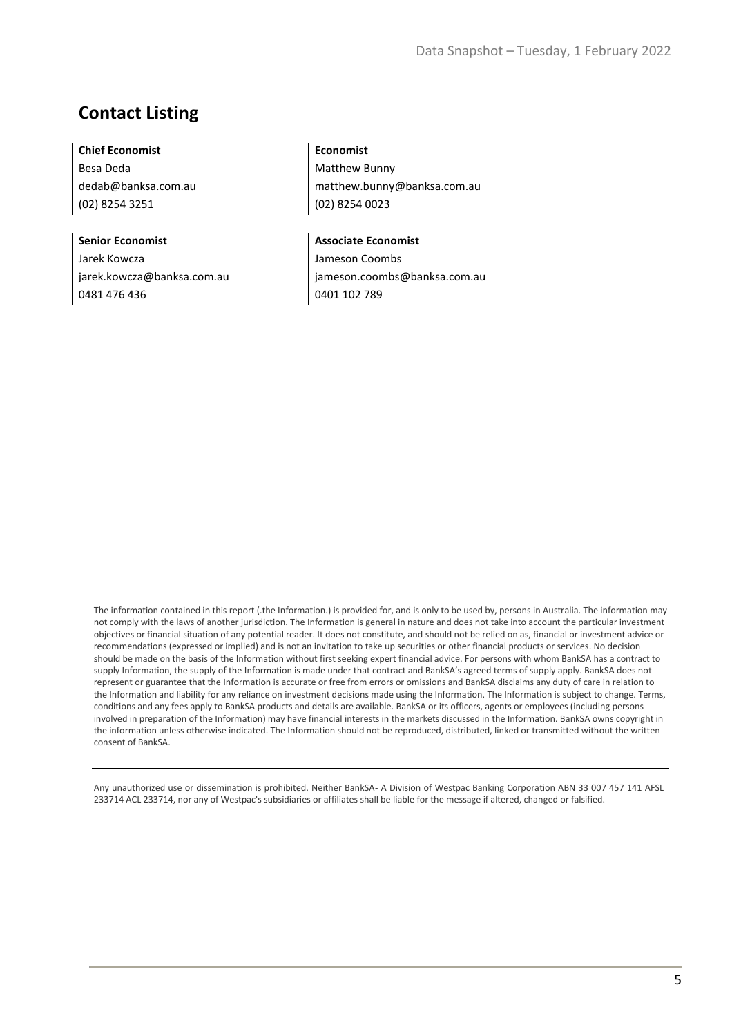## Contact Listing

**Chief Economist**
Besa Deda
dedab@banksa.com.au
(02) 8254 3251

**Senior Economist**
Jarek Kowcza
jarek.kowcza@banksa.com.au
0481 476 436

**Economist**
Matthew Bunny
matthew.bunny@banksa.com.au
(02) 8254 0023

**Associate Economist**
Jameson Coombs
jameson.coombs@banksa.com.au
0401 102 789

The information contained in this report (.the Information.) is provided for, and is only to be used by, persons in Australia. The information may not comply with the laws of another jurisdiction. The Information is general in nature and does not take into account the particular investment objectives or financial situation of any potential reader. It does not constitute, and should not be relied on as, financial or investment advice or recommendations (expressed or implied) and is not an invitation to take up securities or other financial products or services. No decision should be made on the basis of the Information without first seeking expert financial advice. For persons with whom BankSA has a contract to supply Information, the supply of the Information is made under that contract and BankSA's agreed terms of supply apply. BankSA does not represent or guarantee that the Information is accurate or free from errors or omissions and BankSA disclaims any duty of care in relation to the Information and liability for any reliance on investment decisions made using the Information. The Information is subject to change. Terms, conditions and any fees apply to BankSA products and details are available. BankSA or its officers, agents or employees (including persons involved in preparation of the Information) may have financial interests in the markets discussed in the Information. BankSA owns copyright in the information unless otherwise indicated. The Information should not be reproduced, distributed, linked or transmitted without the written consent of BankSA.

Any unauthorized use or dissemination is prohibited. Neither BankSA- A Division of Westpac Banking Corporation ABN 33 007 457 141 AFSL 233714 ACL 233714, nor any of Westpac's subsidiaries or affiliates shall be liable for the message if altered, changed or falsified.